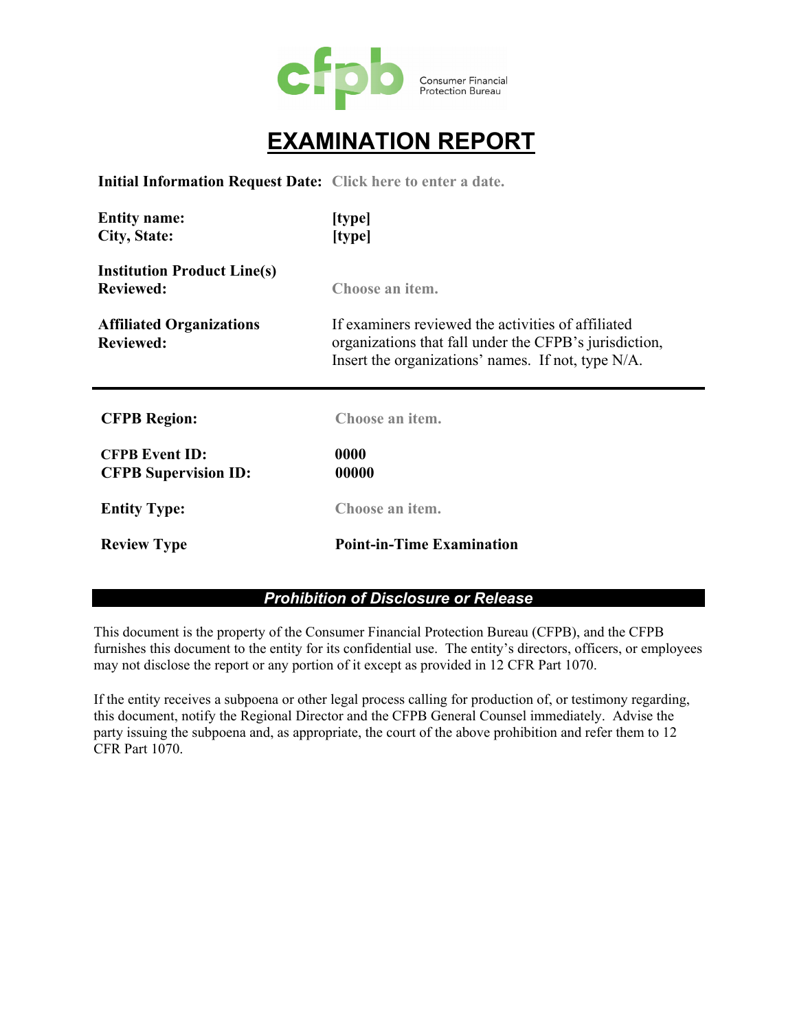cfpb Consumer Financial Protection Bureau

# EXAMINATION REPORT

**Initial Information Request Date:** Click here to enter a date.

| | |
|---|---|
| **Entity name:** | **[type]** |
| **City, State:** | **[type]** |
| **Institution Product Line(s) Reviewed:** | Choose an item. |
| **Affiliated Organizations Reviewed:** | If examiners reviewed the activities of affiliated organizations that fall under the CFPB's jurisdiction, Insert the organizations' names. If not, type N/A. |

---

| | |
|---|---|
| **CFPB Region:** | Choose an item. |
| **CFPB Event ID:** | **0000** |
| **CFPB Supervision ID:** | **00000** |
| **Entity Type:** | Choose an item. |
| **Review Type** | **Point-in-Time Examination** |

## *Prohibition of Disclosure or Release*

This document is the property of the Consumer Financial Protection Bureau (CFPB), and the CFPB furnishes this document to the entity for its confidential use. The entity's directors, officers, or employees may not disclose the report or any portion of it except as provided in 12 CFR Part 1070.

If the entity receives a subpoena or other legal process calling for production of, or testimony regarding, this document, notify the Regional Director and the CFPB General Counsel immediately. Advise the party issuing the subpoena and, as appropriate, the court of the above prohibition and refer them to 12 CFR Part 1070.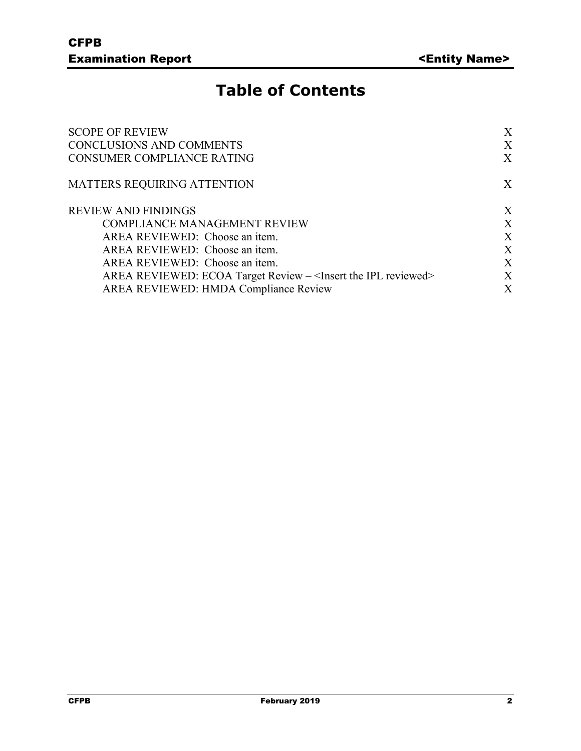# Table of Contents

| | |
|---|---|
| SCOPE OF REVIEW | X |
| CONCLUSIONS AND COMMENTS | X |
| CONSUMER COMPLIANCE RATING | X |
| | |
| MATTERS REQUIRING ATTENTION | X |
| | |
| REVIEW AND FINDINGS | X |
| COMPLIANCE MANAGEMENT REVIEW | X |
| AREA REVIEWED: Choose an item. | X |
| AREA REVIEWED: Choose an item. | X |
| AREA REVIEWED: Choose an item. | X |
| AREA REVIEWED: ECOA Target Review – <Insert the IPL reviewed> | X |
| AREA REVIEWED: HMDA Compliance Review | X |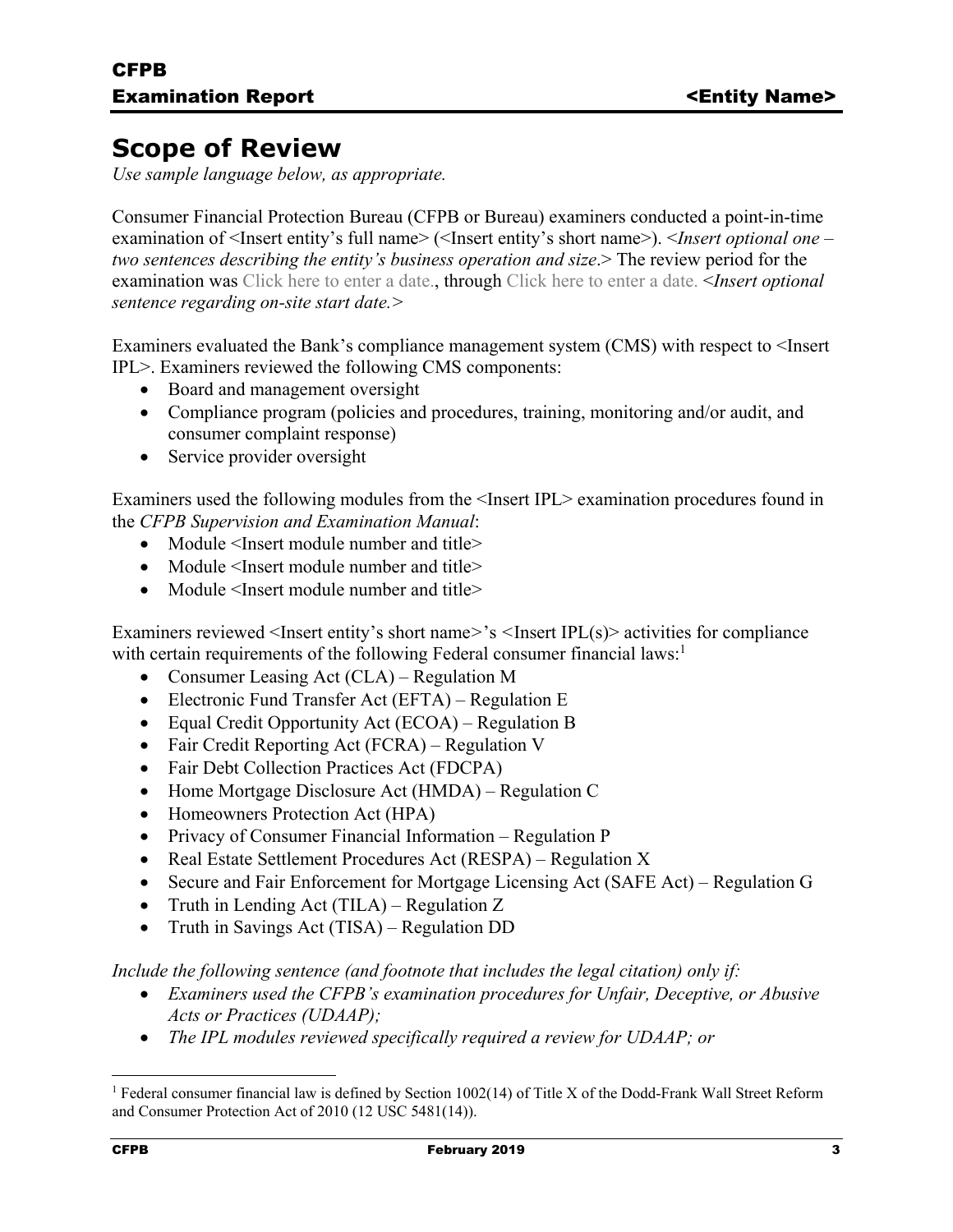# Scope of Review

*Use sample language below, as appropriate.*

Consumer Financial Protection Bureau (CFPB or Bureau) examiners conducted a point-in-time examination of <Insert entity's full name> (<Insert entity's short name>). <*Insert optional one – two sentences describing the entity's business operation and size*.> The review period for the examination was Click here to enter a date., through Click here to enter a date. <*Insert optional sentence regarding on-site start date.*>

Examiners evaluated the Bank's compliance management system (CMS) with respect to <Insert IPL>. Examiners reviewed the following CMS components:

- Board and management oversight
- Compliance program (policies and procedures, training, monitoring and/or audit, and consumer complaint response)
- Service provider oversight

Examiners used the following modules from the <Insert IPL> examination procedures found in the *CFPB Supervision and Examination Manual*:

- Module <Insert module number and title>
- Module <Insert module number and title>
- Module <Insert module number and title>

Examiners reviewed <Insert entity's short name>'s <Insert IPL(s)> activities for compliance with certain requirements of the following Federal consumer financial laws:[1]

- Consumer Leasing Act (CLA) – Regulation M
- Electronic Fund Transfer Act (EFTA) – Regulation E
- Equal Credit Opportunity Act (ECOA) – Regulation B
- Fair Credit Reporting Act (FCRA) – Regulation V
- Fair Debt Collection Practices Act (FDCPA)
- Home Mortgage Disclosure Act (HMDA) – Regulation C
- Homeowners Protection Act (HPA)
- Privacy of Consumer Financial Information – Regulation P
- Real Estate Settlement Procedures Act (RESPA) – Regulation X
- Secure and Fair Enforcement for Mortgage Licensing Act (SAFE Act) – Regulation G
- Truth in Lending Act (TILA) – Regulation Z
- Truth in Savings Act (TISA) – Regulation DD

*Include the following sentence (and footnote that includes the legal citation) only if:*

- *Examiners used the CFPB's examination procedures for Unfair, Deceptive, or Abusive Acts or Practices (UDAAP);*
- *The IPL modules reviewed specifically required a review for UDAAP; or*

[1] Federal consumer financial law is defined by Section 1002(14) of Title X of the Dodd-Frank Wall Street Reform and Consumer Protection Act of 2010 (12 USC 5481(14)).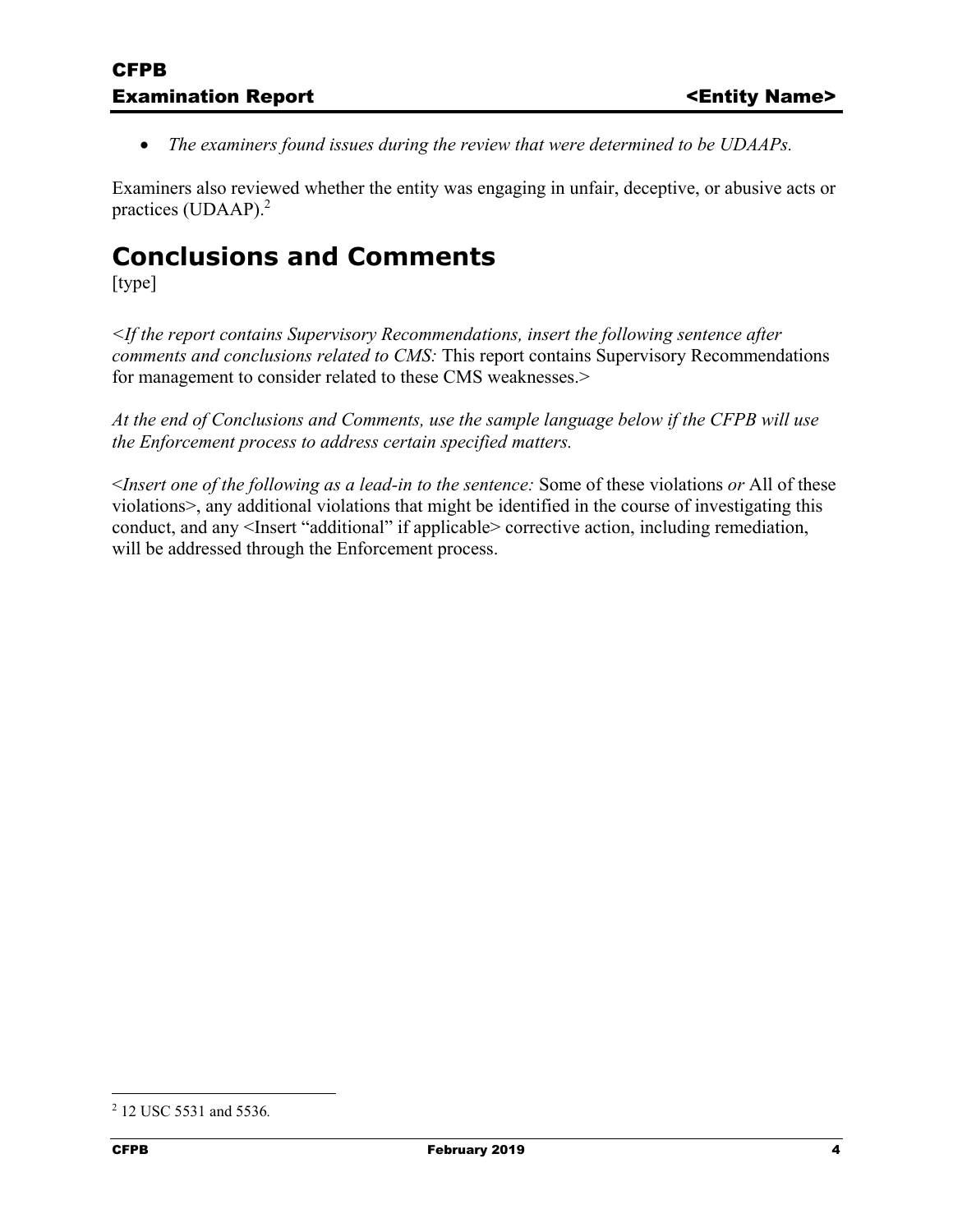- *The examiners found issues during the review that were determined to be UDAAPs.*

Examiners also reviewed whether the entity was engaging in unfair, deceptive, or abusive acts or practices (UDAAP).[2]

# Conclusions and Comments

[type]

<*If the report contains Supervisory Recommendations, insert the following sentence after comments and conclusions related to CMS:* This report contains Supervisory Recommendations for management to consider related to these CMS weaknesses.>

*At the end of Conclusions and Comments, use the sample language below if the CFPB will use the Enforcement process to address certain specified matters.*

<*Insert one of the following as a lead-in to the sentence:* Some of these violations *or* All of these violations>, any additional violations that might be identified in the course of investigating this conduct, and any <Insert "additional" if applicable> corrective action, including remediation, will be addressed through the Enforcement process.

---

[2] 12 USC 5531 and 5536.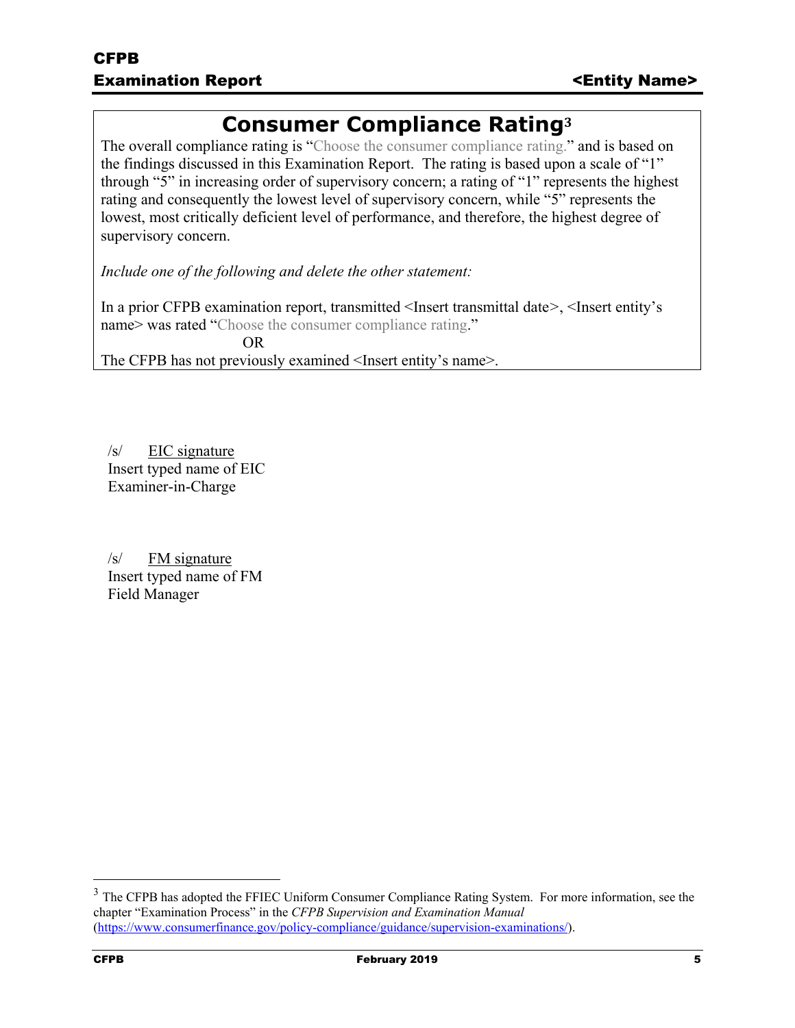# Consumer Compliance Rating[3]

The overall compliance rating is "Choose the consumer compliance rating." and is based on the findings discussed in this Examination Report. The rating is based upon a scale of "1" through "5" in increasing order of supervisory concern; a rating of "1" represents the highest rating and consequently the lowest level of supervisory concern, while "5" represents the lowest, most critically deficient level of performance, and therefore, the highest degree of supervisory concern.

*Include one of the following and delete the other statement:*

In a prior CFPB examination report, transmitted <Insert transmittal date>, <Insert entity's name> was rated "Choose the consumer compliance rating."

OR

The CFPB has not previously examined <Insert entity's name>.

/s/ EIC signature
Insert typed name of EIC
Examiner-in-Charge

/s/ FM signature
Insert typed name of FM
Field Manager

---

[3] The CFPB has adopted the FFIEC Uniform Consumer Compliance Rating System. For more information, see the chapter "Examination Process" in the *CFPB Supervision and Examination Manual* (https://www.consumerfinance.gov/policy-compliance/guidance/supervision-examinations/).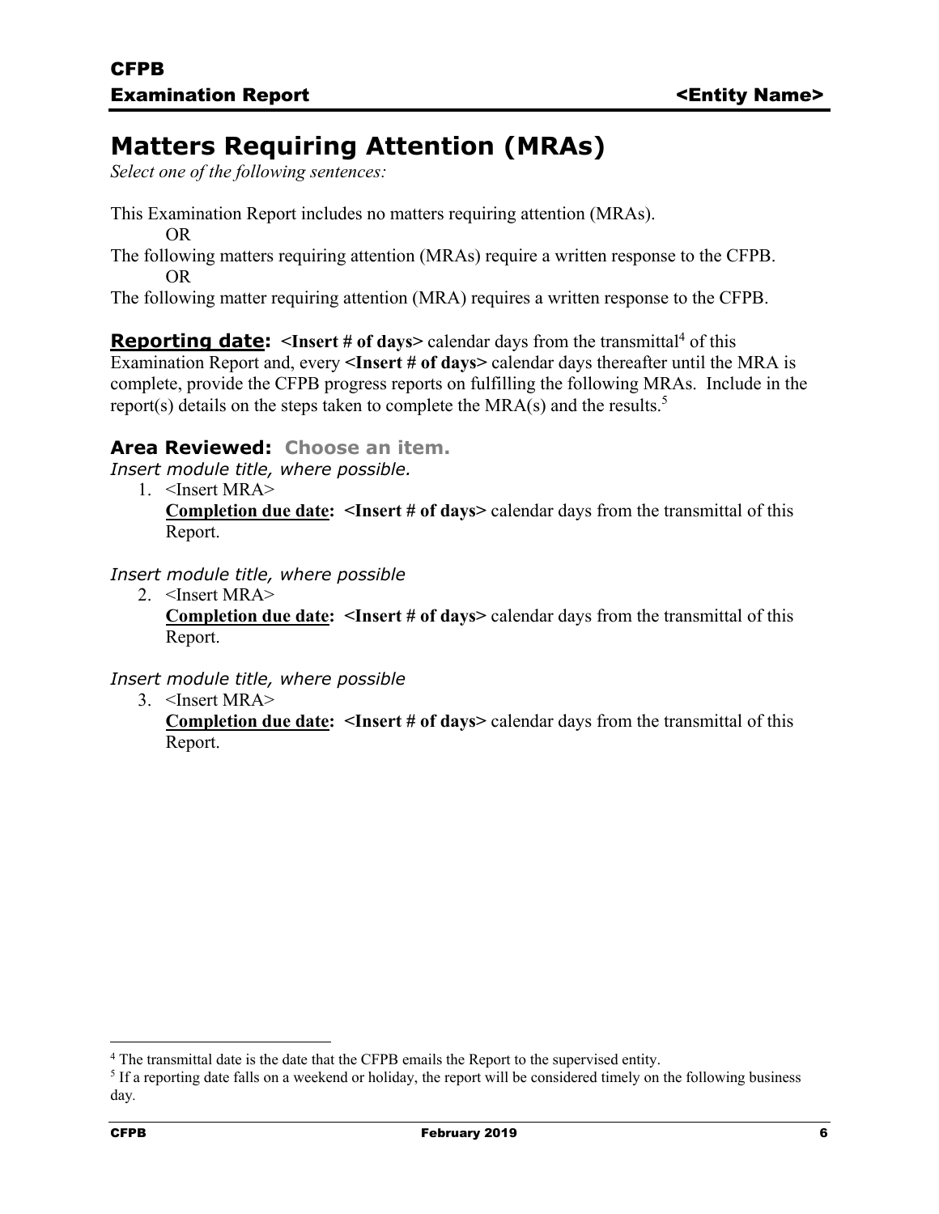# Matters Requiring Attention (MRAs)

*Select one of the following sentences:*

This Examination Report includes no matters requiring attention (MRAs).

OR

The following matters requiring attention (MRAs) require a written response to the CFPB.

OR

The following matter requiring attention (MRA) requires a written response to the CFPB.

**Reporting date:** **<Insert # of days>** calendar days from the transmittal[4] of this Examination Report and, every **<Insert # of days>** calendar days thereafter until the MRA is complete, provide the CFPB progress reports on fulfilling the following MRAs. Include in the report(s) details on the steps taken to complete the MRA(s) and the results.[5]

### Area Reviewed: Choose an item.

*Insert module title, where possible.*

1. <Insert MRA>
   **Completion due date:** **<Insert # of days>** calendar days from the transmittal of this Report.

*Insert module title, where possible*

2. <Insert MRA>
   **Completion due date:** **<Insert # of days>** calendar days from the transmittal of this Report.

*Insert module title, where possible*

3. <Insert MRA>
   **Completion due date:** **<Insert # of days>** calendar days from the transmittal of this Report.

---

[4] The transmittal date is the date that the CFPB emails the Report to the supervised entity.

[5] If a reporting date falls on a weekend or holiday, the report will be considered timely on the following business day.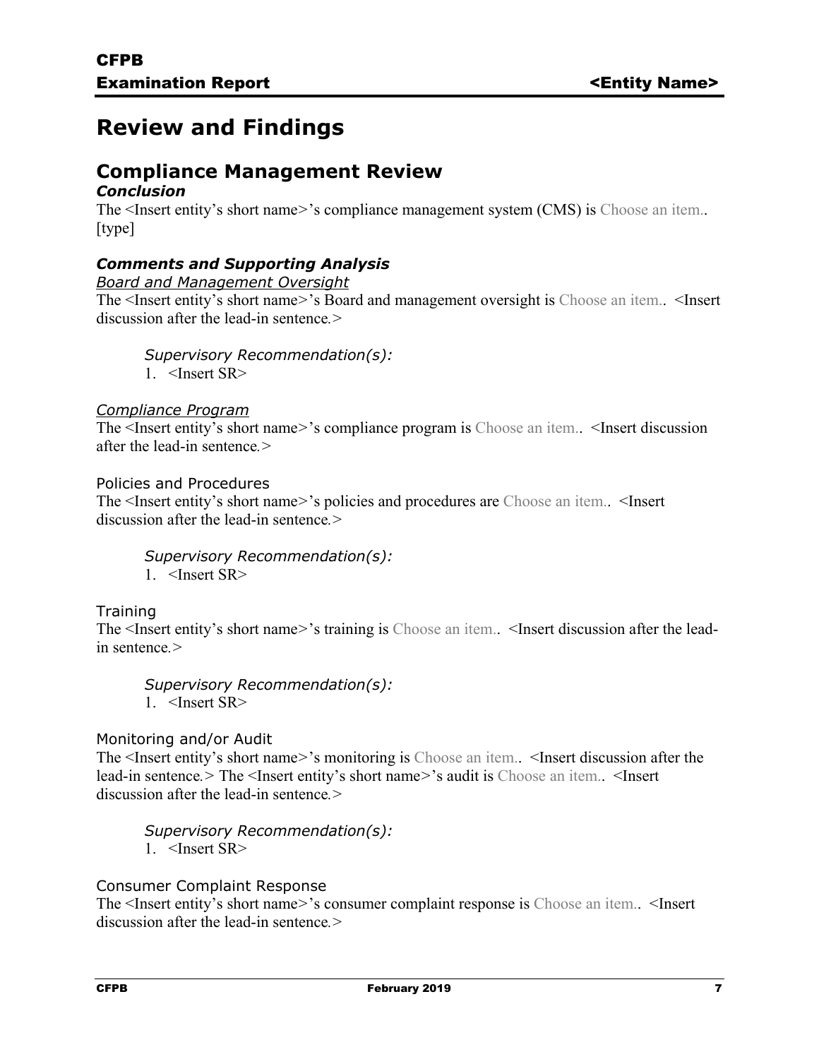# Review and Findings

## Compliance Management Review

### *Conclusion*

The <Insert entity's short name>'s compliance management system (CMS) is Choose an item.. [type]

### *Comments and Supporting Analysis*

*Board and Management Oversight*

The <Insert entity's short name>'s Board and management oversight is Choose an item.. <Insert discussion after the lead-in sentence.>

*Supervisory Recommendation(s):*

1. <Insert SR>

*Compliance Program*

The <Insert entity's short name>'s compliance program is Choose an item.. <Insert discussion after the lead-in sentence.>

Policies and Procedures

The <Insert entity's short name>'s policies and procedures are Choose an item.. <Insert discussion after the lead-in sentence.>

*Supervisory Recommendation(s):*

1. <Insert SR>

Training

The <Insert entity's short name>'s training is Choose an item.. <Insert discussion after the lead-in sentence.>

*Supervisory Recommendation(s):*

1. <Insert SR>

Monitoring and/or Audit

The <Insert entity's short name>'s monitoring is Choose an item.. <Insert discussion after the lead-in sentence.> The <Insert entity's short name>'s audit is Choose an item.. <Insert discussion after the lead-in sentence.>

*Supervisory Recommendation(s):*

1. <Insert SR>

Consumer Complaint Response

The <Insert entity's short name>'s consumer complaint response is Choose an item.. <Insert discussion after the lead-in sentence.>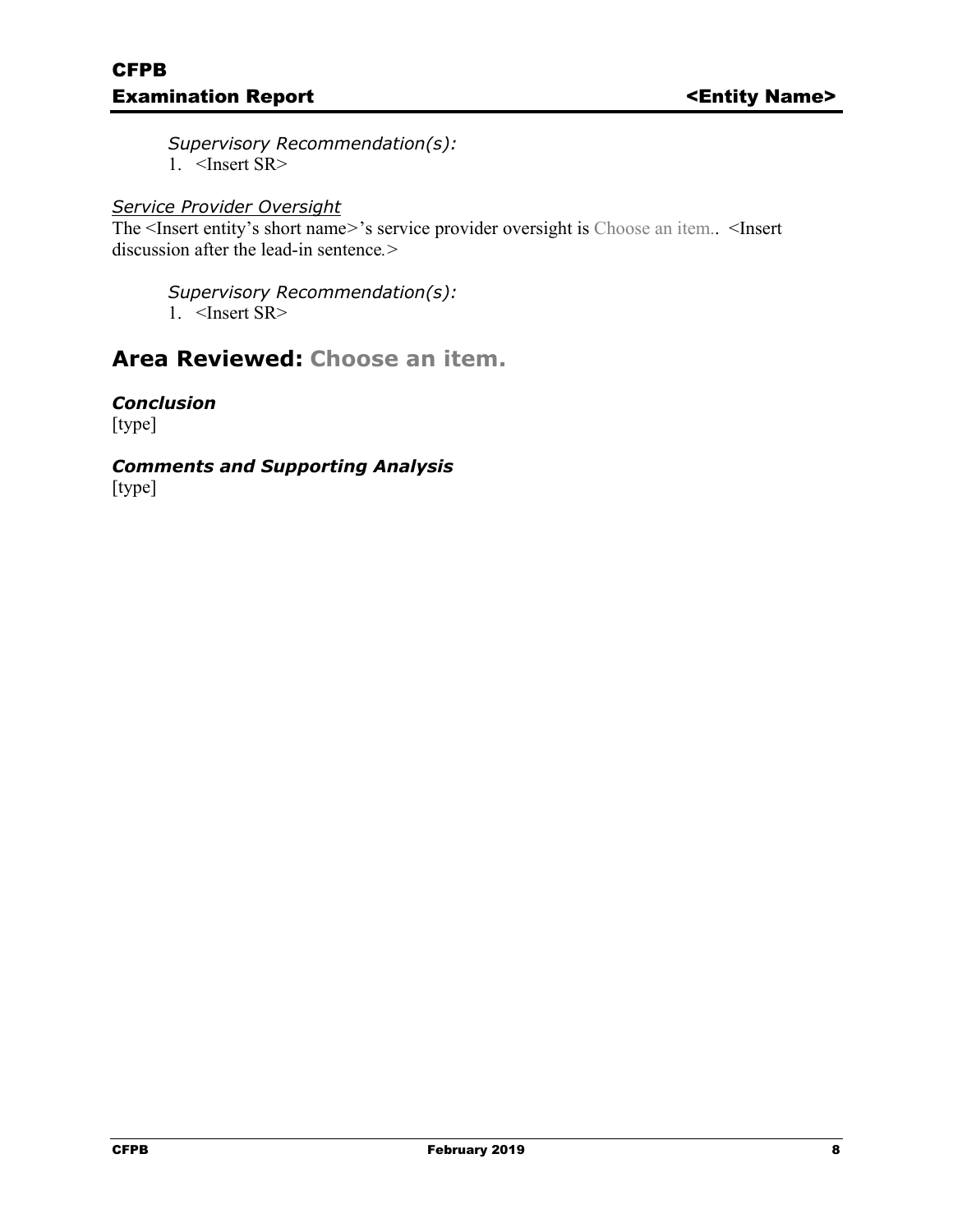*Supervisory Recommendation(s):*

1. <Insert SR>

*Service Provider Oversight*

The <Insert entity's short name>'s service provider oversight is Choose an item.. <Insert discussion after the lead-in sentence.>

*Supervisory Recommendation(s):*

1. <Insert SR>

## Area Reviewed: Choose an item.

***Conclusion***

[type]

***Comments and Supporting Analysis***

[type]